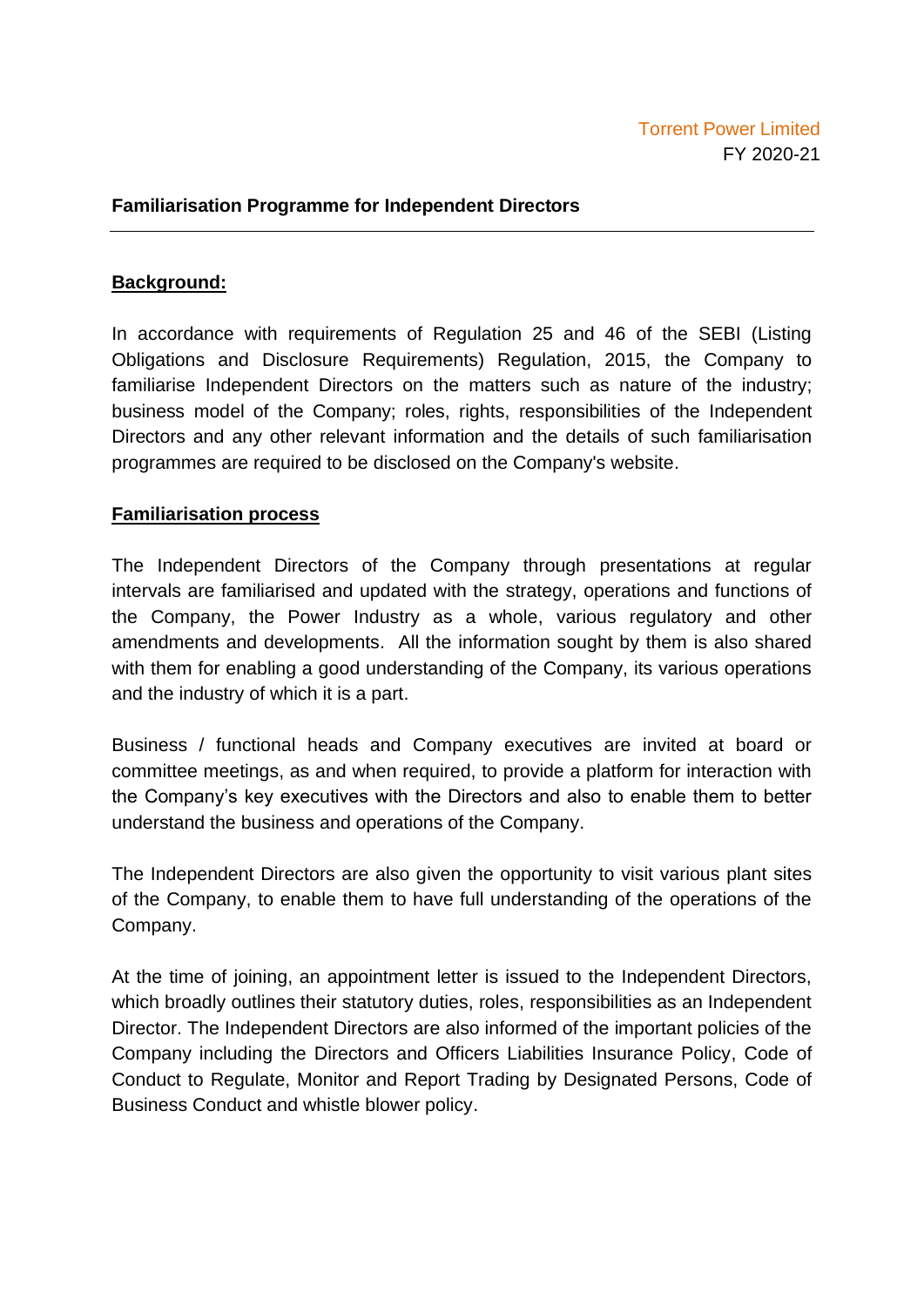Torrent Power Limited
FY 2020-21

## Familiarisation Programme for Independent Directors

---

### Background:

In accordance with requirements of Regulation 25 and 46 of the SEBI (Listing Obligations and Disclosure Requirements) Regulation, 2015, the Company to familiarise Independent Directors on the matters such as nature of the industry; business model of the Company; roles, rights, responsibilities of the Independent Directors and any other relevant information and the details of such familiarisation programmes are required to be disclosed on the Company's website.

### Familiarisation process

The Independent Directors of the Company through presentations at regular intervals are familiarised and updated with the strategy, operations and functions of the Company, the Power Industry as a whole, various regulatory and other amendments and developments. All the information sought by them is also shared with them for enabling a good understanding of the Company, its various operations and the industry of which it is a part.

Business / functional heads and Company executives are invited at board or committee meetings, as and when required, to provide a platform for interaction with the Company's key executives with the Directors and also to enable them to better understand the business and operations of the Company.

The Independent Directors are also given the opportunity to visit various plant sites of the Company, to enable them to have full understanding of the operations of the Company.

At the time of joining, an appointment letter is issued to the Independent Directors, which broadly outlines their statutory duties, roles, responsibilities as an Independent Director. The Independent Directors are also informed of the important policies of the Company including the Directors and Officers Liabilities Insurance Policy, Code of Conduct to Regulate, Monitor and Report Trading by Designated Persons, Code of Business Conduct and whistle blower policy.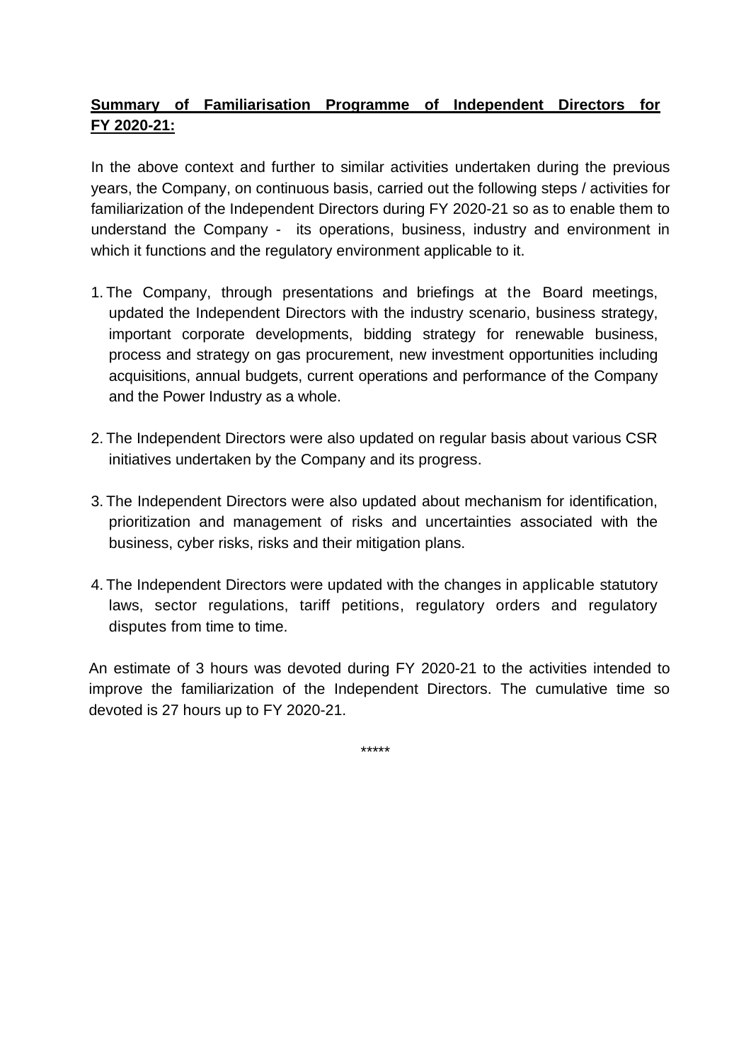**Summary of Familiarisation Programme of Independent Directors for FY 2020-21:**

In the above context and further to similar activities undertaken during the previous years, the Company, on continuous basis, carried out the following steps / activities for familiarization of the Independent Directors during FY 2020-21 so as to enable them to understand the Company - its operations, business, industry and environment in which it functions and the regulatory environment applicable to it.

1. The Company, through presentations and briefings at the Board meetings, updated the Independent Directors with the industry scenario, business strategy, important corporate developments, bidding strategy for renewable business, process and strategy on gas procurement, new investment opportunities including acquisitions, annual budgets, current operations and performance of the Company and the Power Industry as a whole.

2. The Independent Directors were also updated on regular basis about various CSR initiatives undertaken by the Company and its progress.

3. The Independent Directors were also updated about mechanism for identification, prioritization and management of risks and uncertainties associated with the business, cyber risks, risks and their mitigation plans.

4. The Independent Directors were updated with the changes in applicable statutory laws, sector regulations, tariff petitions, regulatory orders and regulatory disputes from time to time.

An estimate of 3 hours was devoted during FY 2020-21 to the activities intended to improve the familiarization of the Independent Directors. The cumulative time so devoted is 27 hours up to FY 2020-21.

*****